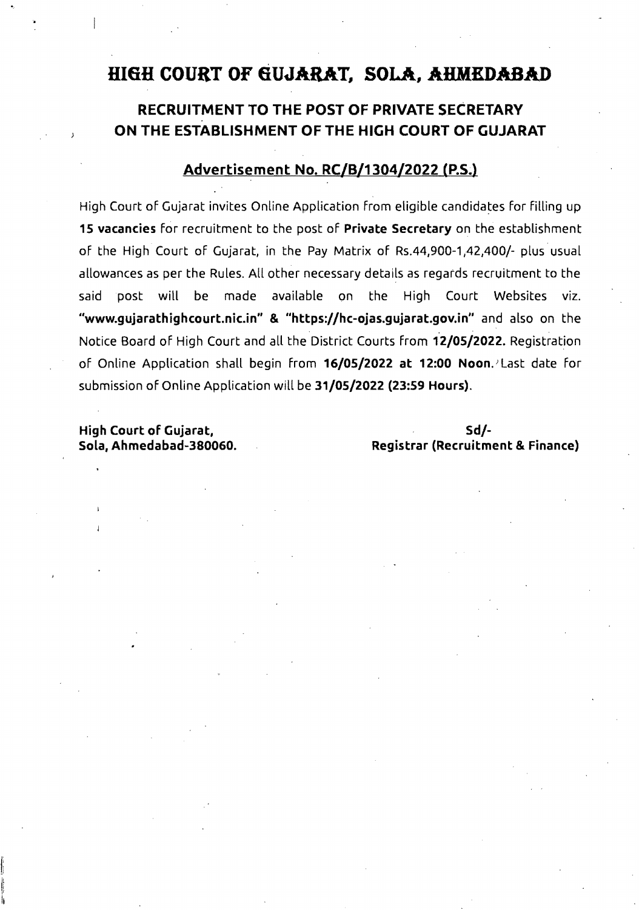# HIGH COURT OF GUJARAT, SOLA, AHMEDABAD

## RECRUITMENT TO THE POST OF PRIVATE SECRETARY ON THE ESTABLISHMENT OF THE HIGH COURT OF GUJARAT

### Advertisement No. RC/B/1304/2022 (P.S.)

High Court of Gujarat invites Online Application from eligible candidates for filling up **15 vacancies** for recruitment to the post of **Private Secretary** on the establishment of the High Court of Gujarat, in the Pay Matrix of Rs.44,900-1,42,400/- plus usual allowances as per the Rules. All other necessary details as regards recruitment to the said post will be made available on the High Court Websites viz. **"www.gujarathighcourt.nic.in" & "https://hc-ojas.gujarat.gov.in"** and also on the Notice Board of High Court and all the District Courts from **12/05/2022.** Registration of Online Application shall begin from **16/05/2022 at 12:00 Noon.** Last date for submission of Online Application will be **31/05/2022 (23:59 Hours).**

**High Court of Gujarat,**
**Sola, Ahmedabad-380060.**

**Sd/-**
**Registrar (Recruitment & Finance)**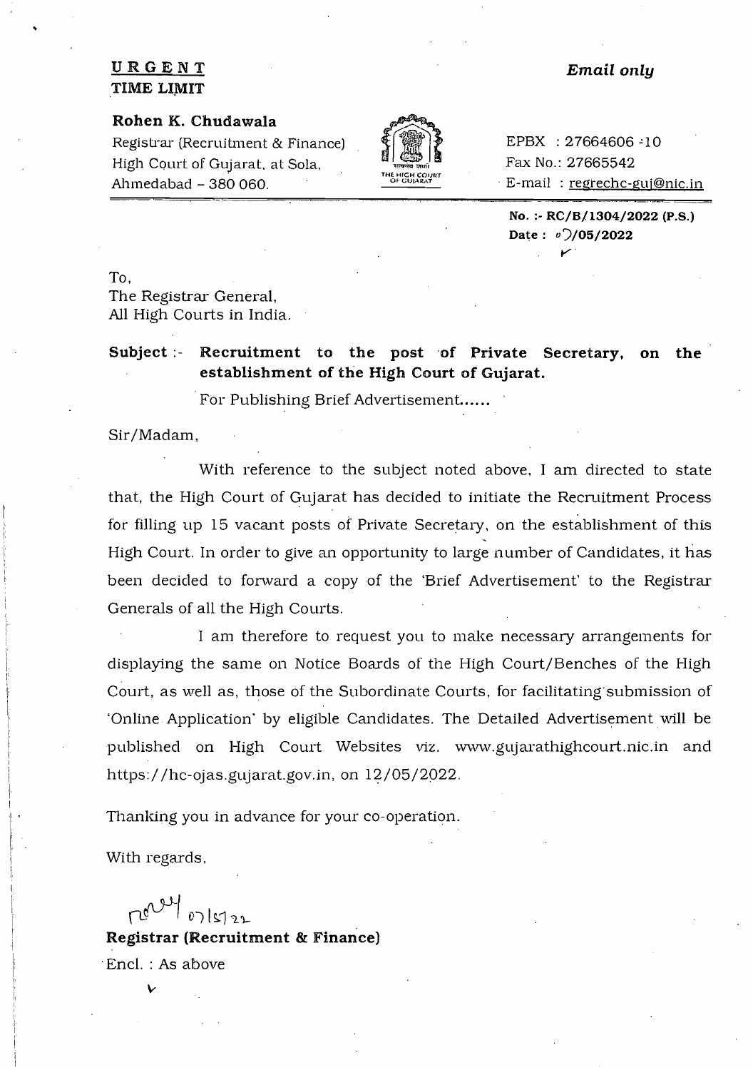**URGENT**
**TIME LIMIT**

*Email only*

**Rohen K. Chudawala**
Registrar (Recruitment & Finance)
High Court of Gujarat, at Sola,
Ahmedabad – 380 060.

EPBX : 27664606 -10
Fax No.: 27665542
E-mail : regrechc-guj@nic.in

**No. :- RC/B/1304/2022 (P.S.)**
**Date : 07/05/2022**

To,
The Registrar General,
All High Courts in India.

**Subject :- Recruitment to the post of Private Secretary, on the establishment of the High Court of Gujarat.**

For Publishing Brief Advertisement......

Sir/Madam,

With reference to the subject noted above, I am directed to state that, the High Court of Gujarat has decided to initiate the Recruitment Process for filling up 15 vacant posts of Private Secretary, on the establishment of this High Court. In order to give an opportunity to large number of Candidates, it has been decided to forward a copy of the 'Brief Advertisement' to the Registrar Generals of all the High Courts.

I am therefore to request you to make necessary arrangements for displaying the same on Notice Boards of the High Court/Benches of the High Court, as well as, those of the Subordinate Courts, for facilitating submission of 'Online Application' by eligible Candidates. The Detailed Advertisement will be published on High Court Websites viz. www.gujarathighcourt.nic.in and https://hc-ojas.gujarat.gov.in, on 12/05/2022.

Thanking you in advance for your co-operation.

With regards,

07/5/22

**Registrar (Recruitment & Finance)**

Encl. : As above